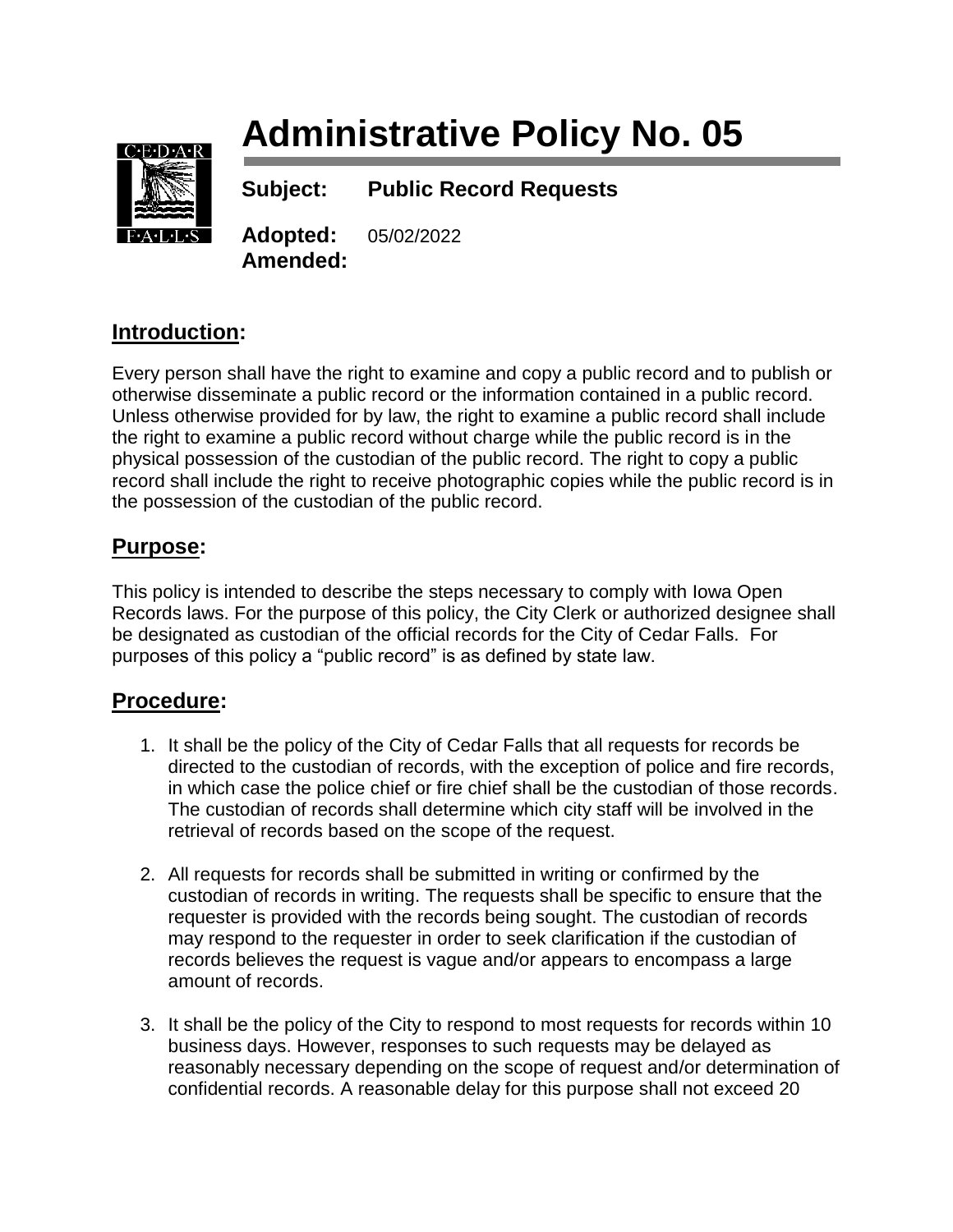# Administrative Policy No. 05

**Subject:** **Public Record Requests**

**Adopted:** 05/02/2022
**Amended:**

## Introduction:

Every person shall have the right to examine and copy a public record and to publish or otherwise disseminate a public record or the information contained in a public record. Unless otherwise provided for by law, the right to examine a public record shall include the right to examine a public record without charge while the public record is in the physical possession of the custodian of the public record. The right to copy a public record shall include the right to receive photographic copies while the public record is in the possession of the custodian of the public record.

## Purpose:

This policy is intended to describe the steps necessary to comply with Iowa Open Records laws. For the purpose of this policy, the City Clerk or authorized designee shall be designated as custodian of the official records for the City of Cedar Falls. For purposes of this policy a "public record" is as defined by state law.

## Procedure:

1. It shall be the policy of the City of Cedar Falls that all requests for records be directed to the custodian of records, with the exception of police and fire records, in which case the police chief or fire chief shall be the custodian of those records. The custodian of records shall determine which city staff will be involved in the retrieval of records based on the scope of the request.

2. All requests for records shall be submitted in writing or confirmed by the custodian of records in writing. The requests shall be specific to ensure that the requester is provided with the records being sought. The custodian of records may respond to the requester in order to seek clarification if the custodian of records believes the request is vague and/or appears to encompass a large amount of records.

3. It shall be the policy of the City to respond to most requests for records within 10 business days. However, responses to such requests may be delayed as reasonably necessary depending on the scope of request and/or determination of confidential records. A reasonable delay for this purpose shall not exceed 20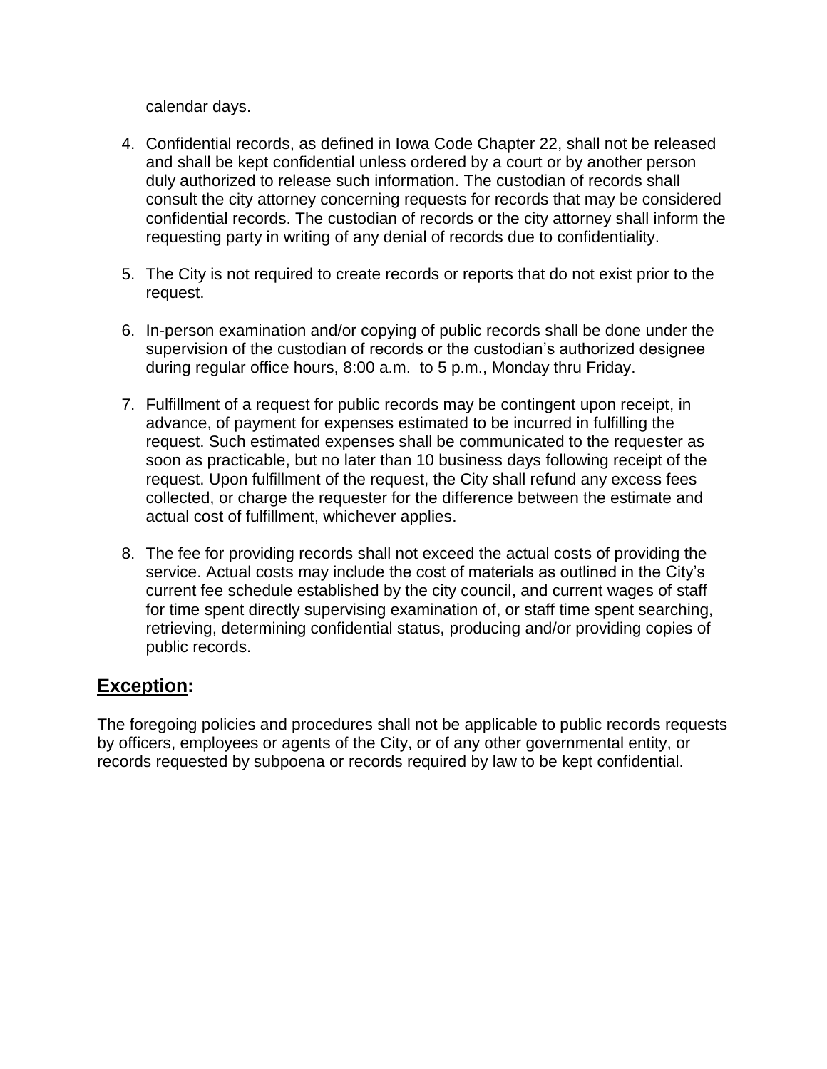calendar days.

4. Confidential records, as defined in Iowa Code Chapter 22, shall not be released and shall be kept confidential unless ordered by a court or by another person duly authorized to release such information. The custodian of records shall consult the city attorney concerning requests for records that may be considered confidential records. The custodian of records or the city attorney shall inform the requesting party in writing of any denial of records due to confidentiality.

5. The City is not required to create records or reports that do not exist prior to the request.

6. In-person examination and/or copying of public records shall be done under the supervision of the custodian of records or the custodian's authorized designee during regular office hours, 8:00 a.m. to 5 p.m., Monday thru Friday.

7. Fulfillment of a request for public records may be contingent upon receipt, in advance, of payment for expenses estimated to be incurred in fulfilling the request. Such estimated expenses shall be communicated to the requester as soon as practicable, but no later than 10 business days following receipt of the request. Upon fulfillment of the request, the City shall refund any excess fees collected, or charge the requester for the difference between the estimate and actual cost of fulfillment, whichever applies.

8. The fee for providing records shall not exceed the actual costs of providing the service. Actual costs may include the cost of materials as outlined in the City's current fee schedule established by the city council, and current wages of staff for time spent directly supervising examination of, or staff time spent searching, retrieving, determining confidential status, producing and/or providing copies of public records.

## **<u>Exception</u>:**

The foregoing policies and procedures shall not be applicable to public records requests by officers, employees or agents of the City, or of any other governmental entity, or records requested by subpoena or records required by law to be kept confidential.